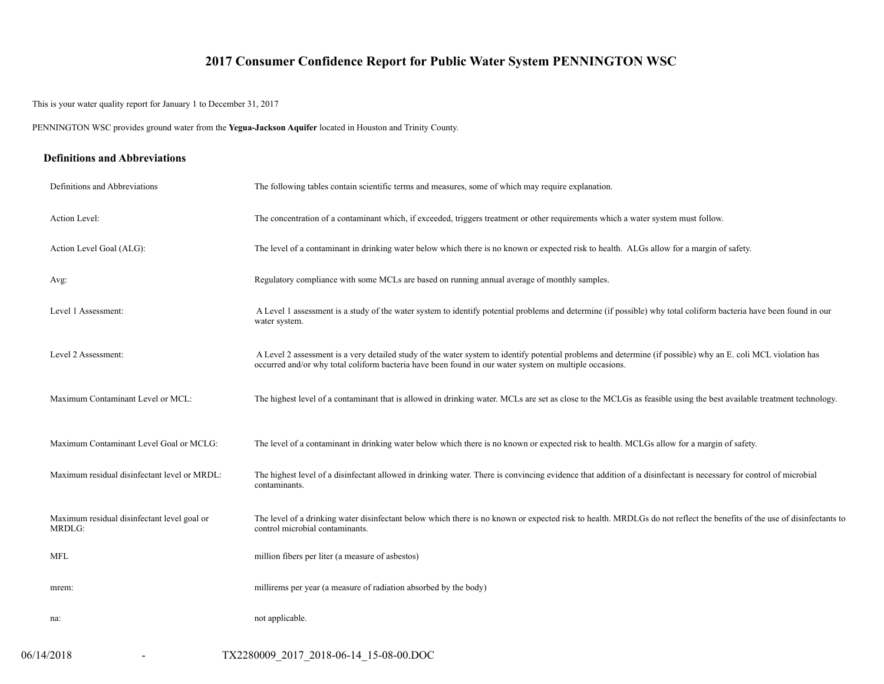# 2017 Consumer Confidence Report for Public Water System PENNINGTON WSC

This is your water quality report for January 1 to December 31, 2017

PENNINGTON WSC provides ground water from the **Yegua-Jackson Aquifer** located in Houston and Trinity County.

## Definitions and Abbreviations

| | |
|---|---|
| Definitions and Abbreviations | The following tables contain scientific terms and measures, some of which may require explanation. |
| Action Level: | The concentration of a contaminant which, if exceeded, triggers treatment or other requirements which a water system must follow. |
| Action Level Goal (ALG): | The level of a contaminant in drinking water below which there is no known or expected risk to health. ALGs allow for a margin of safety. |
| Avg: | Regulatory compliance with some MCLs are based on running annual average of monthly samples. |
| Level 1 Assessment: | A Level 1 assessment is a study of the water system to identify potential problems and determine (if possible) why total coliform bacteria have been found in our water system. |
| Level 2 Assessment: | A Level 2 assessment is a very detailed study of the water system to identify potential problems and determine (if possible) why an E. coli MCL violation has occurred and/or why total coliform bacteria have been found in our water system on multiple occasions. |
| Maximum Contaminant Level or MCL: | The highest level of a contaminant that is allowed in drinking water. MCLs are set as close to the MCLGs as feasible using the best available treatment technology. |
| Maximum Contaminant Level Goal or MCLG: | The level of a contaminant in drinking water below which there is no known or expected risk to health. MCLGs allow for a margin of safety. |
| Maximum residual disinfectant level or MRDL: | The highest level of a disinfectant allowed in drinking water. There is convincing evidence that addition of a disinfectant is necessary for control of microbial contaminants. |
| Maximum residual disinfectant level goal or MRDLG: | The level of a drinking water disinfectant below which there is no known or expected risk to health. MRDLGs do not reflect the benefits of the use of disinfectants to control microbial contaminants. |
| MFL | million fibers per liter (a measure of asbestos) |
| mrem: | millirems per year (a measure of radiation absorbed by the body) |
| na: | not applicable. |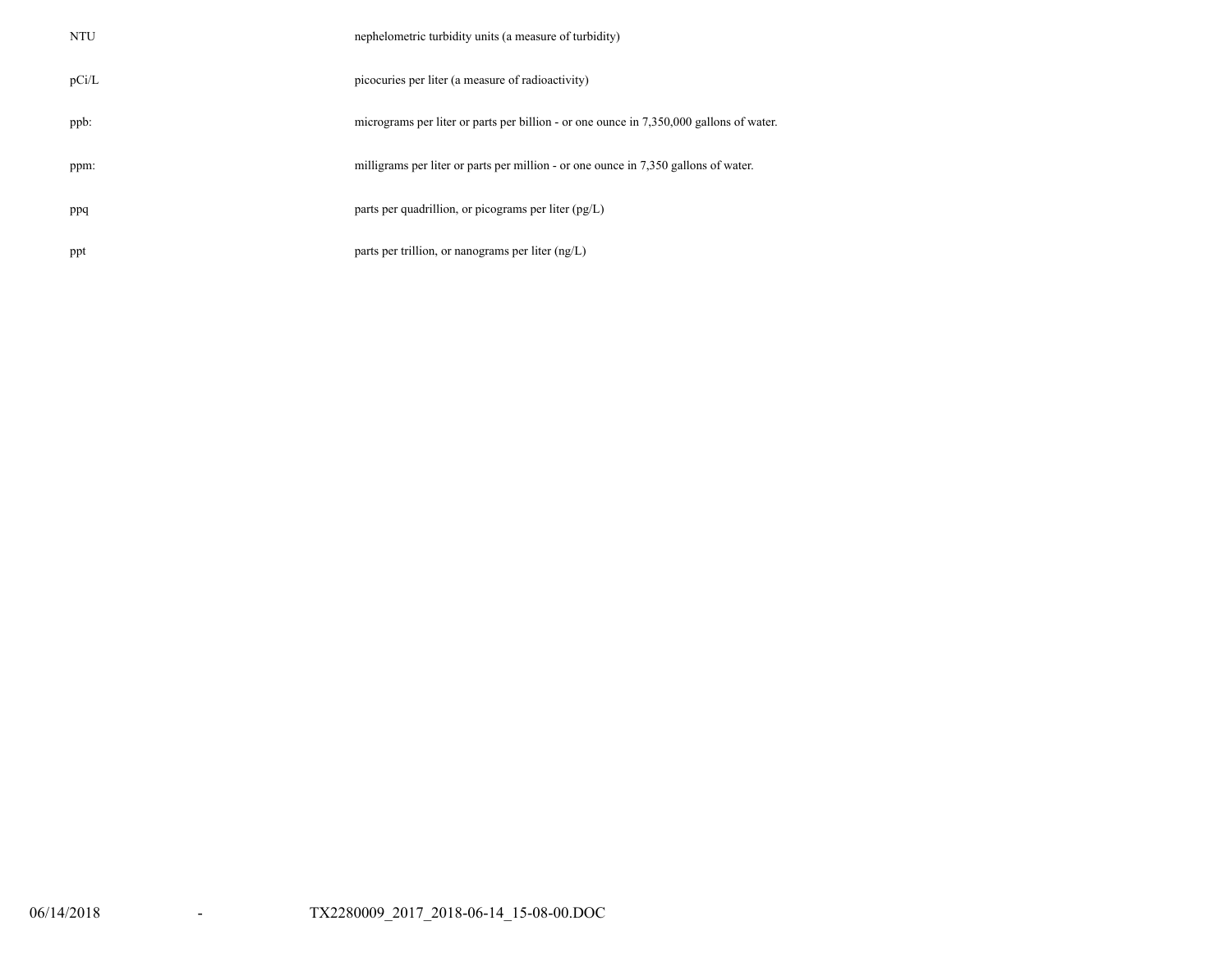| | |
|---|---|
| NTU | nephelometric turbidity units (a measure of turbidity) |
| pCi/L | picocuries per liter (a measure of radioactivity) |
| ppb: | micrograms per liter or parts per billion - or one ounce in 7,350,000 gallons of water. |
| ppm: | milligrams per liter or parts per million - or one ounce in 7,350 gallons of water. |
| ppq | parts per quadrillion, or picograms per liter (pg/L) |
| ppt | parts per trillion, or nanograms per liter (ng/L) |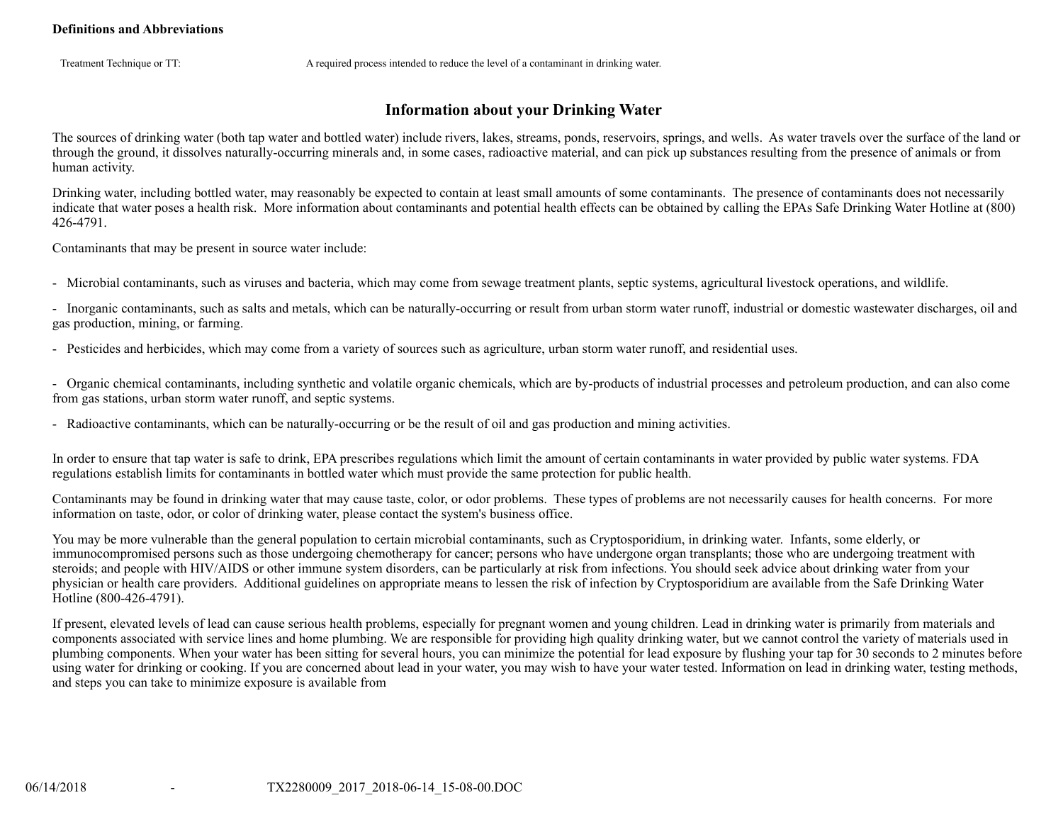**Definitions and Abbreviations**

| | |
|---|---|
| Treatment Technique or TT: | A required process intended to reduce the level of a contaminant in drinking water. |

## Information about your Drinking Water

The sources of drinking water (both tap water and bottled water) include rivers, lakes, streams, ponds, reservoirs, springs, and wells. As water travels over the surface of the land or through the ground, it dissolves naturally-occurring minerals and, in some cases, radioactive material, and can pick up substances resulting from the presence of animals or from human activity.

Drinking water, including bottled water, may reasonably be expected to contain at least small amounts of some contaminants. The presence of contaminants does not necessarily indicate that water poses a health risk. More information about contaminants and potential health effects can be obtained by calling the EPAs Safe Drinking Water Hotline at (800) 426-4791.

Contaminants that may be present in source water include:

- Microbial contaminants, such as viruses and bacteria, which may come from sewage treatment plants, septic systems, agricultural livestock operations, and wildlife.
- Inorganic contaminants, such as salts and metals, which can be naturally-occurring or result from urban storm water runoff, industrial or domestic wastewater discharges, oil and gas production, mining, or farming.
- Pesticides and herbicides, which may come from a variety of sources such as agriculture, urban storm water runoff, and residential uses.
- Organic chemical contaminants, including synthetic and volatile organic chemicals, which are by-products of industrial processes and petroleum production, and can also come from gas stations, urban storm water runoff, and septic systems.
- Radioactive contaminants, which can be naturally-occurring or be the result of oil and gas production and mining activities.

In order to ensure that tap water is safe to drink, EPA prescribes regulations which limit the amount of certain contaminants in water provided by public water systems. FDA regulations establish limits for contaminants in bottled water which must provide the same protection for public health.

Contaminants may be found in drinking water that may cause taste, color, or odor problems. These types of problems are not necessarily causes for health concerns. For more information on taste, odor, or color of drinking water, please contact the system's business office.

You may be more vulnerable than the general population to certain microbial contaminants, such as Cryptosporidium, in drinking water. Infants, some elderly, or immunocompromised persons such as those undergoing chemotherapy for cancer; persons who have undergone organ transplants; those who are undergoing treatment with steroids; and people with HIV/AIDS or other immune system disorders, can be particularly at risk from infections. You should seek advice about drinking water from your physician or health care providers. Additional guidelines on appropriate means to lessen the risk of infection by Cryptosporidium are available from the Safe Drinking Water Hotline (800-426-4791).

If present, elevated levels of lead can cause serious health problems, especially for pregnant women and young children. Lead in drinking water is primarily from materials and components associated with service lines and home plumbing. We are responsible for providing high quality drinking water, but we cannot control the variety of materials used in plumbing components. When your water has been sitting for several hours, you can minimize the potential for lead exposure by flushing your tap for 30 seconds to 2 minutes before using water for drinking or cooking. If you are concerned about lead in your water, you may wish to have your water tested. Information on lead in drinking water, testing methods, and steps you can take to minimize exposure is available from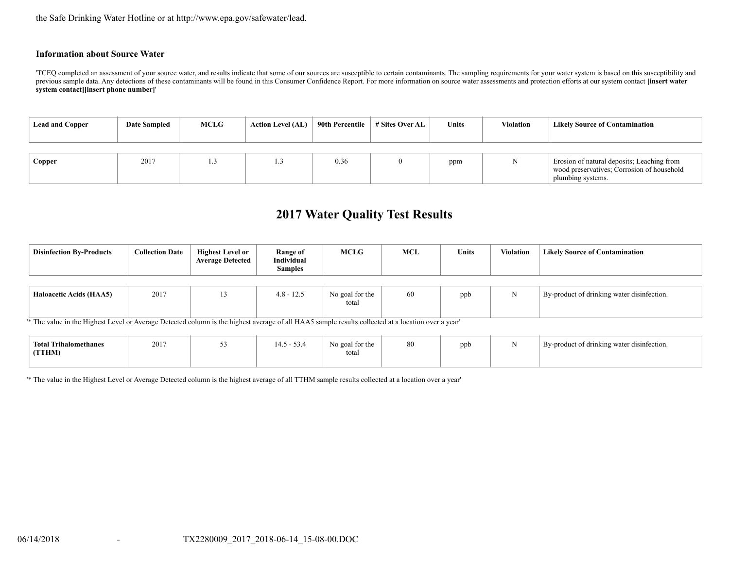the Safe Drinking Water Hotline or at http://www.epa.gov/safewater/lead.

**Information about Source Water**

'TCEQ completed an assessment of your source water, and results indicate that some of our sources are susceptible to certain contaminants. The sampling requirements for your water system is based on this susceptibility and previous sample data. Any detections of these contaminants will be found in this Consumer Confidence Report. For more information on source water assessments and protection efforts at our system contact **[insert water system contact][insert phone number]**'

| Lead and Copper | Date Sampled | MCLG | Action Level (AL) | 90th Percentile | # Sites Over AL | Units | Violation | Likely Source of Contamination |
|---|---|---|---|---|---|---|---|---|
| **Copper** | 2017 | 1.3 | 1.3 | 0.36 | 0 | ppm | N | Erosion of natural deposits; Leaching from wood preservatives; Corrosion of household plumbing systems. |

# 2017 Water Quality Test Results

| Disinfection By-Products | Collection Date | Highest Level or Average Detected | Range of Individual Samples | MCLG | MCL | Units | Violation | Likely Source of Contamination |
|---|---|---|---|---|---|---|---|---|
| **Haloacetic Acids (HAA5)** | 2017 | 13 | 4.8 - 12.5 | No goal for the total | 60 | ppb | N | By-product of drinking water disinfection. |

'* The value in the Highest Level or Average Detected column is the highest average of all HAA5 sample results collected at a location over a year'

| Disinfection By-Products | Collection Date | Highest Level or Average Detected | Range of Individual Samples | MCLG | MCL | Units | Violation | Likely Source of Contamination |
|---|---|---|---|---|---|---|---|---|
| **Total Trihalomethanes (TTHM)** | 2017 | 53 | 14.5 - 53.4 | No goal for the total | 80 | ppb | N | By-product of drinking water disinfection. |

'* The value in the Highest Level or Average Detected column is the highest average of all TTHM sample results collected at a location over a year'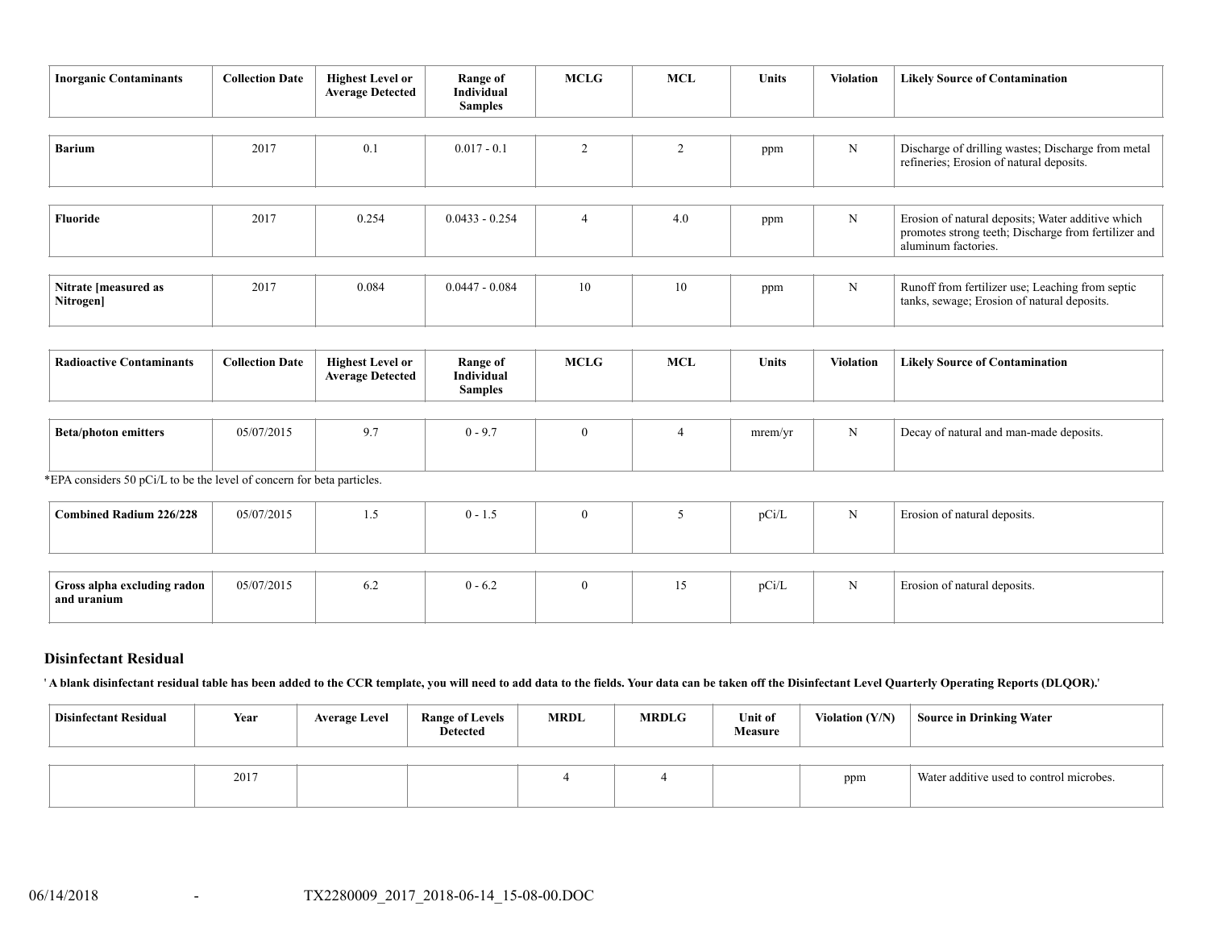| Inorganic Contaminants | Collection Date | Highest Level or Average Detected | Range of Individual Samples | MCLG | MCL | Units | Violation | Likely Source of Contamination |
|---|---|---|---|---|---|---|---|---|
| **Barium** | 2017 | 0.1 | 0.017 - 0.1 | 2 | 2 | ppm | N | Discharge of drilling wastes; Discharge from metal refineries; Erosion of natural deposits. |
| **Fluoride** | 2017 | 0.254 | 0.0433 - 0.254 | 4 | 4.0 | ppm | N | Erosion of natural deposits; Water additive which promotes strong teeth; Discharge from fertilizer and aluminum factories. |
| **Nitrate [measured as Nitrogen]** | 2017 | 0.084 | 0.0447 - 0.084 | 10 | 10 | ppm | N | Runoff from fertilizer use; Leaching from septic tanks, sewage; Erosion of natural deposits. |

| Radioactive Contaminants | Collection Date | Highest Level or Average Detected | Range of Individual Samples | MCLG | MCL | Units | Violation | Likely Source of Contamination |
|---|---|---|---|---|---|---|---|---|
| **Beta/photon emitters** | 05/07/2015 | 9.7 | 0 - 9.7 | 0 | 4 | mrem/yr | N | Decay of natural and man-made deposits. |
| **Combined Radium 226/228** | 05/07/2015 | 1.5 | 0 - 1.5 | 0 | 5 | pCi/L | N | Erosion of natural deposits. |
| **Gross alpha excluding radon and uranium** | 05/07/2015 | 6.2 | 0 - 6.2 | 0 | 15 | pCi/L | N | Erosion of natural deposits. |

*EPA considers 50 pCi/L to be the level of concern for beta particles.

## Disinfectant Residual

**' A blank disinfectant residual table has been added to the CCR template, you will need to add data to the fields. Your data can be taken off the Disinfectant Level Quarterly Operating Reports (DLQOR).'**

| Disinfectant Residual | Year | Average Level | Range of Levels Detected | MRDL | MRDLG | Unit of Measure | Violation (Y/N) | Source in Drinking Water |
|---|---|---|---|---|---|---|---|---|
| | 2017 | | | 4 | 4 | | ppm | Water additive used to control microbes. |